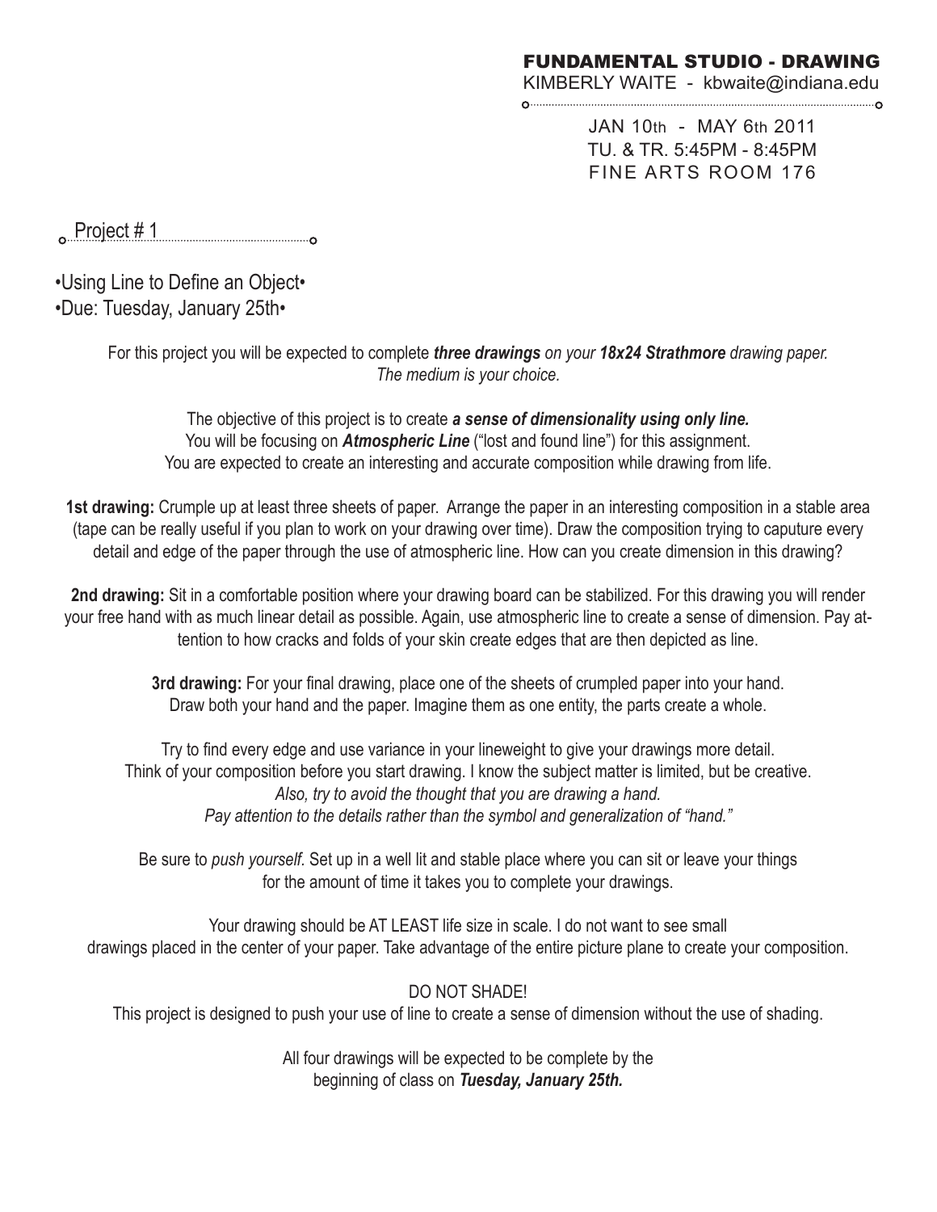# FUNDAMENTAL STUDIO - DRAWING

KIMBERLY WAITE - kbwaite@indiana.edu

JAN 10th - MAY 6th 2011
TU. & TR. 5:45PM - 8:45PM
FINE ARTS ROOM 176

## Project # 1

•Using Line to Define an Object•
•Due: Tuesday, January 25th•

For this project you will be expected to complete ***three drawings*** *on your* ***18x24 Strathmore*** *drawing paper. The medium is your choice.*

The objective of this project is to create ***a sense of dimensionality using only line.*** You will be focusing on ***Atmospheric Line*** ("lost and found line") for this assignment. You are expected to create an interesting and accurate composition while drawing from life.

**1st drawing:** Crumple up at least three sheets of paper. Arrange the paper in an interesting composition in a stable area (tape can be really useful if you plan to work on your drawing over time). Draw the composition trying to caputure every detail and edge of the paper through the use of atmospheric line. How can you create dimension in this drawing?

**2nd drawing:** Sit in a comfortable position where your drawing board can be stabilized. For this drawing you will render your free hand with as much linear detail as possible. Again, use atmospheric line to create a sense of dimension. Pay attention to how cracks and folds of your skin create edges that are then depicted as line.

**3rd drawing:** For your final drawing, place one of the sheets of crumpled paper into your hand. Draw both your hand and the paper. Imagine them as one entity, the parts create a whole.

Try to find every edge and use variance in your lineweight to give your drawings more detail. Think of your composition before you start drawing. I know the subject matter is limited, but be creative. *Also, try to avoid the thought that you are drawing a hand. Pay attention to the details rather than the symbol and generalization of "hand."*

Be sure to *push yourself.* Set up in a well lit and stable place where you can sit or leave your things for the amount of time it takes you to complete your drawings.

Your drawing should be AT LEAST life size in scale. I do not want to see small drawings placed in the center of your paper. Take advantage of the entire picture plane to create your composition.

DO NOT SHADE!
This project is designed to push your use of line to create a sense of dimension without the use of shading.

All four drawings will be expected to be complete by the beginning of class on ***Tuesday, January 25th.***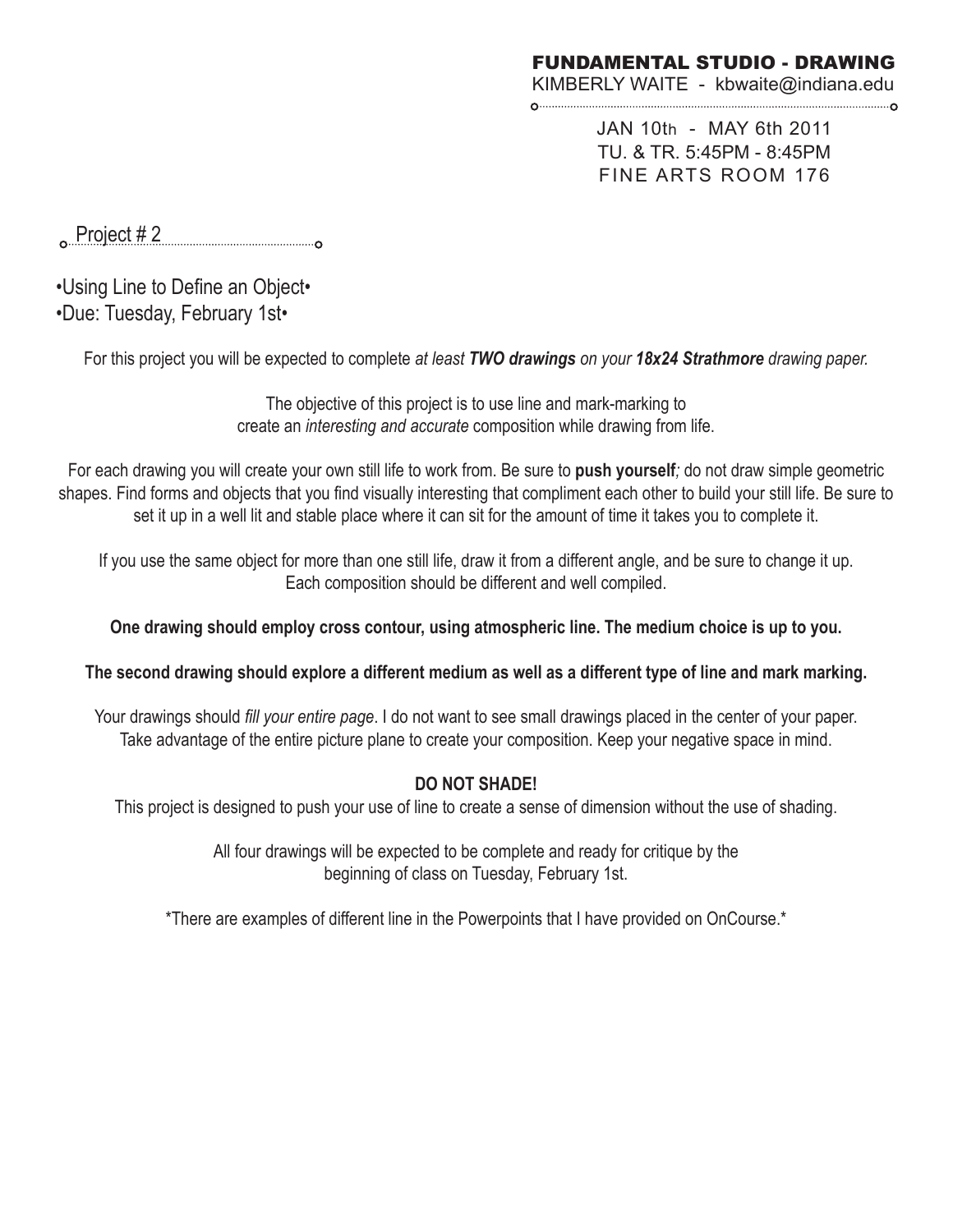# FUNDAMENTAL STUDIO - DRAWING

KIMBERLY WAITE - kbwaite@indiana.edu

JAN 10th - MAY 6th 2011
TU. & TR. 5:45PM - 8:45PM
FINE ARTS ROOM 176

## Project # 2

•Using Line to Define an Object•
•Due: Tuesday, February 1st•

For this project you will be expected to complete *at least* ***TWO drawings*** *on your* ***18x24 Strathmore*** *drawing paper.*

The objective of this project is to use line and mark-marking to create an *interesting and accurate* composition while drawing from life.

For each drawing you will create your own still life to work from. Be sure to **push yourself***;* do not draw simple geometric shapes. Find forms and objects that you find visually interesting that compliment each other to build your still life. Be sure to set it up in a well lit and stable place where it can sit for the amount of time it takes you to complete it.

If you use the same object for more than one still life, draw it from a different angle, and be sure to change it up. Each composition should be different and well compiled.

**One drawing should employ cross contour, using atmospheric line. The medium choice is up to you.**

**The second drawing should explore a different medium as well as a different type of line and mark marking.**

Your drawings should *fill your entire page*. I do not want to see small drawings placed in the center of your paper. Take advantage of the entire picture plane to create your composition. Keep your negative space in mind.

**DO NOT SHADE!**

This project is designed to push your use of line to create a sense of dimension without the use of shading.

All four drawings will be expected to be complete and ready for critique by the beginning of class on Tuesday, February 1st.

*There are examples of different line in the Powerpoints that I have provided on OnCourse.*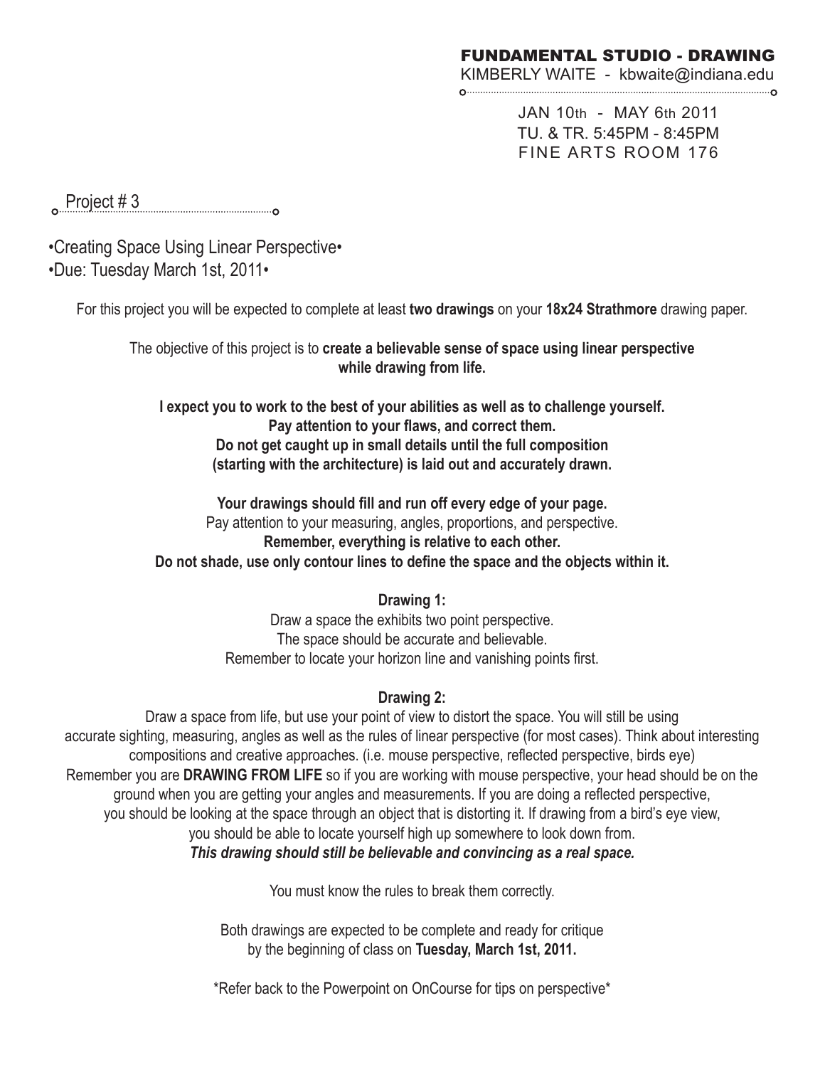# FUNDAMENTAL STUDIO - DRAWING

KIMBERLY WAITE - kbwaite@indiana.edu

JAN 10th - MAY 6th 2011
TU. & TR. 5:45PM - 8:45PM
FINE ARTS ROOM 176

## Project # 3

•Creating Space Using Linear Perspective•
•Due: Tuesday March 1st, 2011•

For this project you will be expected to complete at least **two drawings** on your **18x24 Strathmore** drawing paper.

The objective of this project is to **create a believable sense of space using linear perspective while drawing from life.**

**I expect you to work to the best of your abilities as well as to challenge yourself.**
**Pay attention to your flaws, and correct them.**
**Do not get caught up in small details until the full composition (starting with the architecture) is laid out and accurately drawn.**

**Your drawings should fill and run off every edge of your page.**
Pay attention to your measuring, angles, proportions, and perspective.
**Remember, everything is relative to each other.**
**Do not shade, use only contour lines to define the space and the objects within it.**

**Drawing 1:**
Draw a space the exhibits two point perspective.
The space should be accurate and believable.
Remember to locate your horizon line and vanishing points first.

**Drawing 2:**
Draw a space from life, but use your point of view to distort the space. You will still be using accurate sighting, measuring, angles as well as the rules of linear perspective (for most cases). Think about interesting compositions and creative approaches. (i.e. mouse perspective, reflected perspective, birds eye)
Remember you are **DRAWING FROM LIFE** so if you are working with mouse perspective, your head should be on the ground when you are getting your angles and measurements. If you are doing a reflected perspective, you should be looking at the space through an object that is distorting it. If drawing from a bird's eye view, you should be able to locate yourself high up somewhere to look down from.
***This drawing should still be believable and convincing as a real space.***

You must know the rules to break them correctly.

Both drawings are expected to be complete and ready for critique by the beginning of class on **Tuesday, March 1st, 2011.**

*Refer back to the Powerpoint on OnCourse for tips on perspective*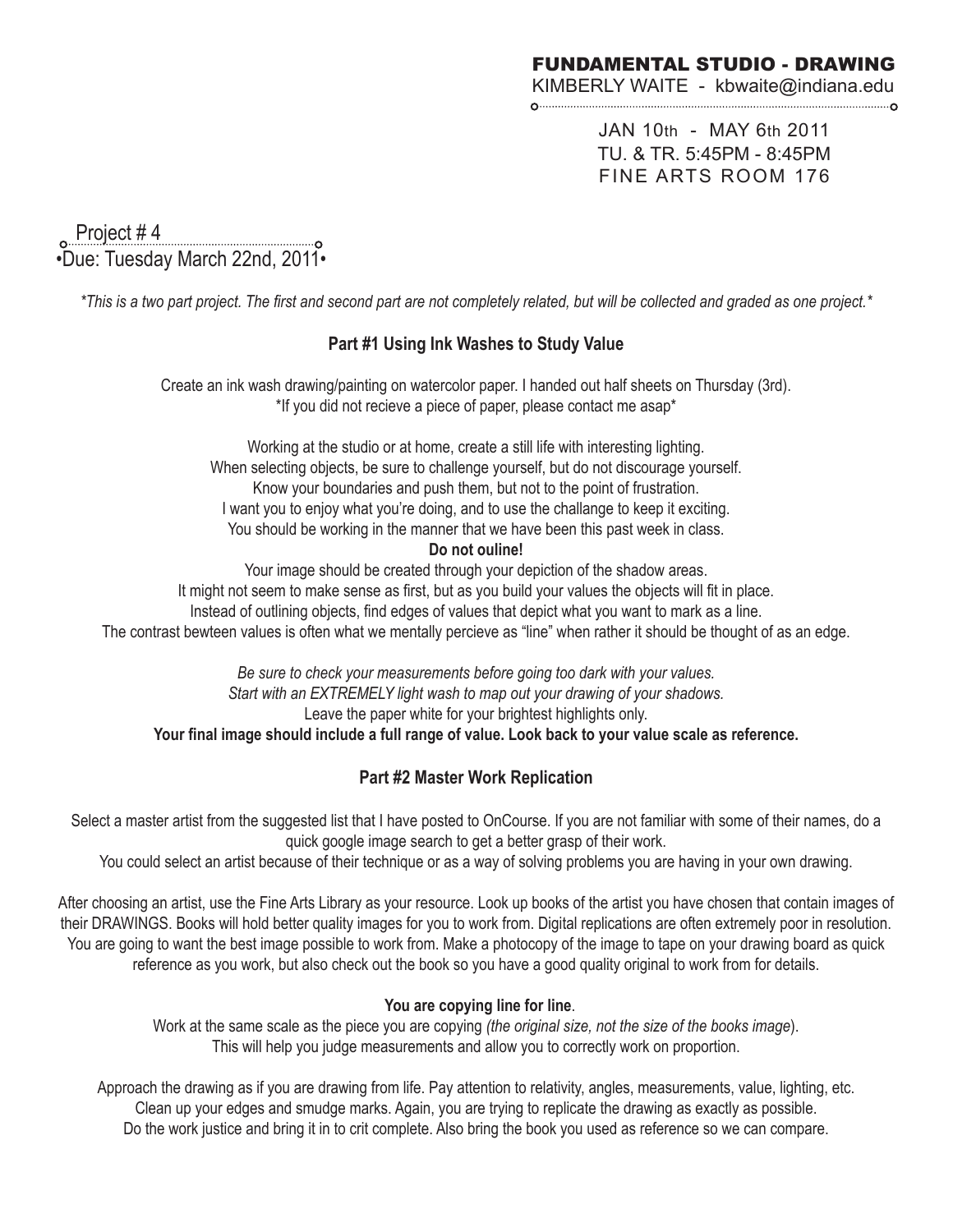# FUNDAMENTAL STUDIO - DRAWING

KIMBERLY WAITE - kbwaite@indiana.edu

JAN 10th - MAY 6th 2011
TU. & TR. 5:45PM - 8:45PM
FINE ARTS ROOM 176

## Project # 4

•Due: Tuesday March 22nd, 2011•

*\*This is a two part project. The first and second part are not completely related, but will be collected and graded as one project.\**

### Part #1 Using Ink Washes to Study Value

Create an ink wash drawing/painting on watercolor paper. I handed out half sheets on Thursday (3rd).
\*If you did not recieve a piece of paper, please contact me asap\*

Working at the studio or at home, create a still life with interesting lighting.
When selecting objects, be sure to challenge yourself, but do not discourage yourself.
Know your boundaries and push them, but not to the point of frustration.
I want you to enjoy what you're doing, and to use the challange to keep it exciting.
You should be working in the manner that we have been this past week in class.

**Do not ouline!**

Your image should be created through your depiction of the shadow areas.
It might not seem to make sense as first, but as you build your values the objects will fit in place.
Instead of outlining objects, find edges of values that depict what you want to mark as a line.
The contrast bewteen values is often what we mentally percieve as "line" when rather it should be thought of as an edge.

*Be sure to check your measurements before going too dark with your values.*
*Start with an EXTREMELY light wash to map out your drawing of your shadows.*
Leave the paper white for your brightest highlights only.
**Your final image should include a full range of value. Look back to your value scale as reference.**

### Part #2 Master Work Replication

Select a master artist from the suggested list that I have posted to OnCourse. If you are not familiar with some of their names, do a quick google image search to get a better grasp of their work.
You could select an artist because of their technique or as a way of solving problems you are having in your own drawing.

After choosing an artist, use the Fine Arts Library as your resource. Look up books of the artist you have chosen that contain images of their DRAWINGS. Books will hold better quality images for you to work from. Digital replications are often extremely poor in resolution. You are going to want the best image possible to work from. Make a photocopy of the image to tape on your drawing board as quick reference as you work, but also check out the book so you have a good quality original to work from for details.

**You are copying line for line**.
Work at the same scale as the piece you are copying *(the original size, not the size of the books image*).
This will help you judge measurements and allow you to correctly work on proportion.

Approach the drawing as if you are drawing from life. Pay attention to relativity, angles, measurements, value, lighting, etc.
Clean up your edges and smudge marks. Again, you are trying to replicate the drawing as exactly as possible.
Do the work justice and bring it in to crit complete. Also bring the book you used as reference so we can compare.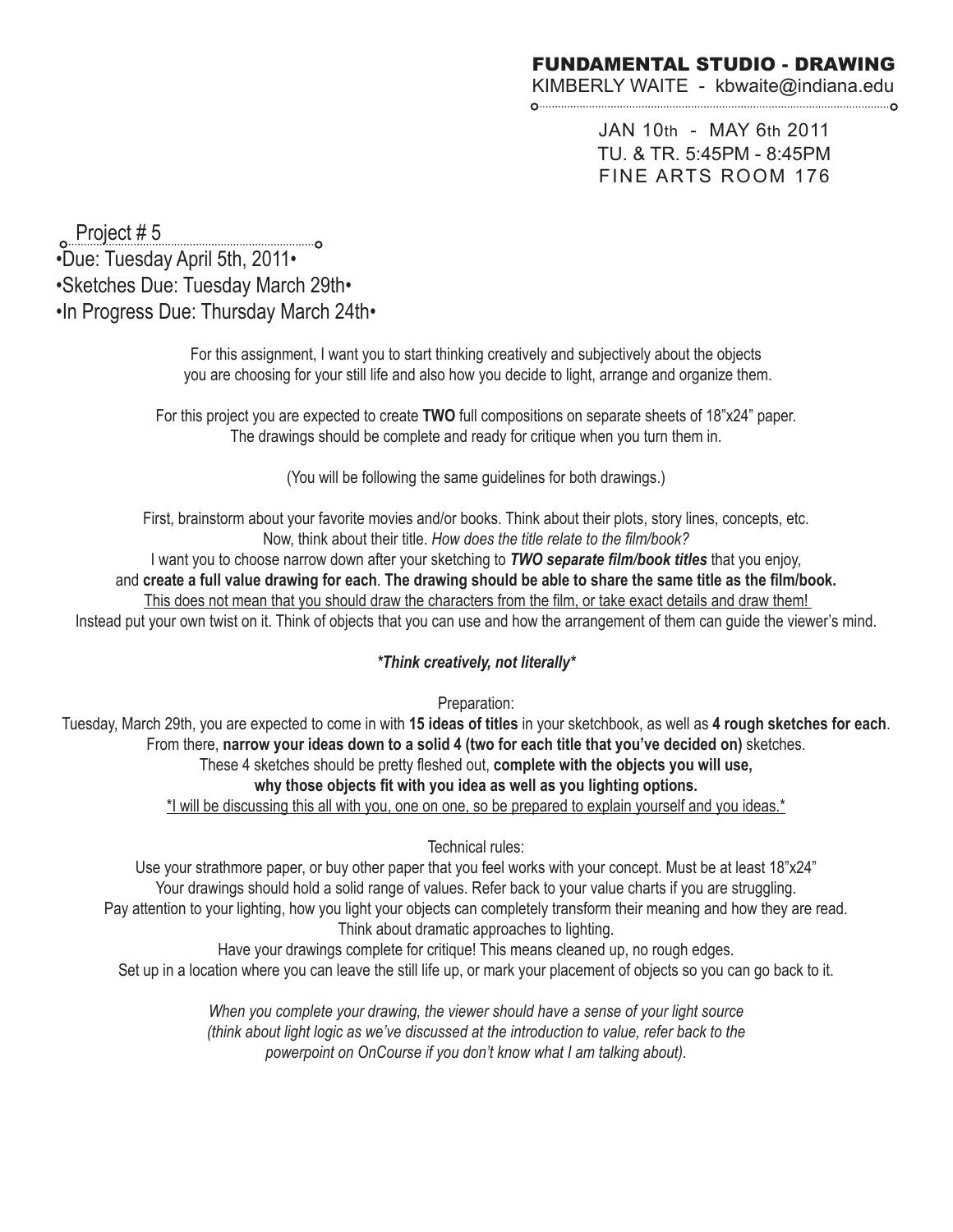# FUNDAMENTAL STUDIO - DRAWING

KIMBERLY WAITE - kbwaite@indiana.edu

JAN 10th - MAY 6th 2011
TU. & TR. 5:45PM - 8:45PM
FINE ARTS ROOM 176

## Project # 5

•Due: Tuesday April 5th, 2011•
•Sketches Due: Tuesday March 29th•
•In Progress Due: Thursday March 24th•

For this assignment, I want you to start thinking creatively and subjectively about the objects you are choosing for your still life and also how you decide to light, arrange and organize them.

For this project you are expected to create **TWO** full compositions on separate sheets of 18"x24" paper. The drawings should be complete and ready for critique when you turn them in.

(You will be following the same guidelines for both drawings.)

First, brainstorm about your favorite movies and/or books. Think about their plots, story lines, concepts, etc. Now, think about their title. *How does the title relate to the film/book?*
I want you to choose narrow down after your sketching to ***TWO separate film/book titles*** that you enjoy, and **create a full value drawing for each**. **The drawing should be able to share the same title as the film/book.**
<u>This does not mean that you should draw the characters from the film, or take exact details and draw them!</u>
Instead put your own twist on it. Think of objects that you can use and how the arrangement of them can guide the viewer's mind.

***\*Think creatively, not literally\****

Preparation:

Tuesday, March 29th, you are expected to come in with **15 ideas of titles** in your sketchbook, as well as **4 rough sketches for each**. From there, **narrow your ideas down to a solid 4 (two for each title that you've decided on)** sketches. These 4 sketches should be pretty fleshed out, **complete with the objects you will use, why those objects fit with you idea as well as you lighting options.**
<u>\*I will be discussing this all with you, one on one, so be prepared to explain yourself and you ideas.\*</u>

Technical rules:

Use your strathmore paper, or buy other paper that you feel works with your concept. Must be at least 18"x24"
Your drawings should hold a solid range of values. Refer back to your value charts if you are struggling.
Pay attention to your lighting, how you light your objects can completely transform their meaning and how they are read.
Think about dramatic approaches to lighting.
Have your drawings complete for critique! This means cleaned up, no rough edges.
Set up in a location where you can leave the still life up, or mark your placement of objects so you can go back to it.

*When you complete your drawing, the viewer should have a sense of your light source (think about light logic as we've discussed at the introduction to value, refer back to the powerpoint on OnCourse if you don't know what I am talking about).*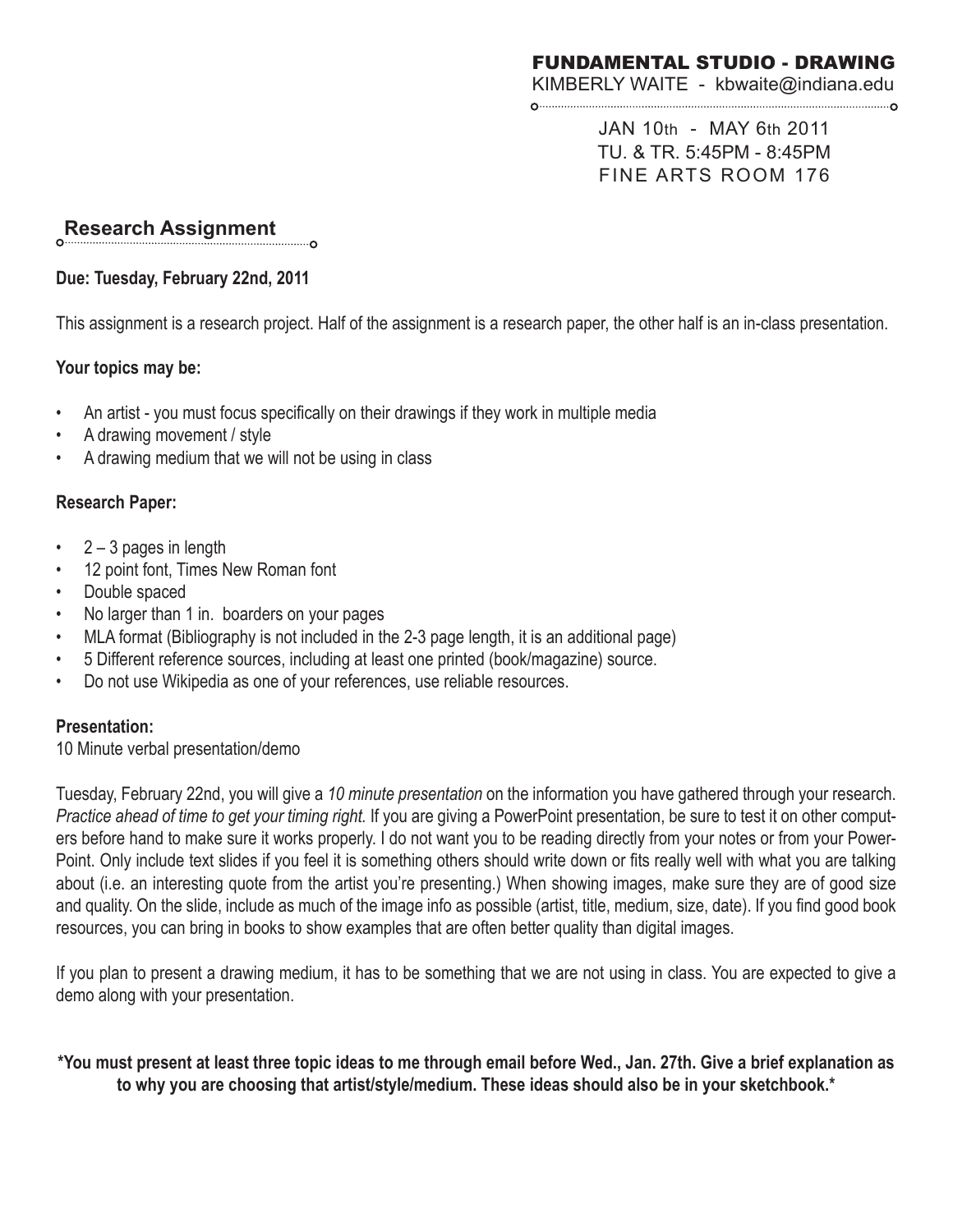# FUNDAMENTAL STUDIO - DRAWING

KIMBERLY WAITE - kbwaite@indiana.edu

JAN 10th - MAY 6th 2011
TU. & TR. 5:45PM - 8:45PM
FINE ARTS ROOM 176

## Research Assignment

**Due: Tuesday, February 22nd, 2011**

This assignment is a research project. Half of the assignment is a research paper, the other half is an in-class presentation.

**Your topics may be:**

- An artist - you must focus specifically on their drawings if they work in multiple media
- A drawing movement / style
- A drawing medium that we will not be using in class

**Research Paper:**

- 2 – 3 pages in length
- 12 point font, Times New Roman font
- Double spaced
- No larger than 1 in. boarders on your pages
- MLA format (Bibliography is not included in the 2-3 page length, it is an additional page)
- 5 Different reference sources, including at least one printed (book/magazine) source.
- Do not use Wikipedia as one of your references, use reliable resources.

**Presentation:**
10 Minute verbal presentation/demo

Tuesday, February 22nd, you will give a *10 minute presentation* on the information you have gathered through your research. *Practice ahead of time to get your timing right.* If you are giving a PowerPoint presentation, be sure to test it on other computers before hand to make sure it works properly. I do not want you to be reading directly from your notes or from your PowerPoint. Only include text slides if you feel it is something others should write down or fits really well with what you are talking about (i.e. an interesting quote from the artist you're presenting.) When showing images, make sure they are of good size and quality. On the slide, include as much of the image info as possible (artist, title, medium, size, date). If you find good book resources, you can bring in books to show examples that are often better quality than digital images.

If you plan to present a drawing medium, it has to be something that we are not using in class. You are expected to give a demo along with your presentation.

**\*You must present at least three topic ideas to me through email before Wed., Jan. 27th. Give a brief explanation as to why you are choosing that artist/style/medium. These ideas should also be in your sketchbook.\***